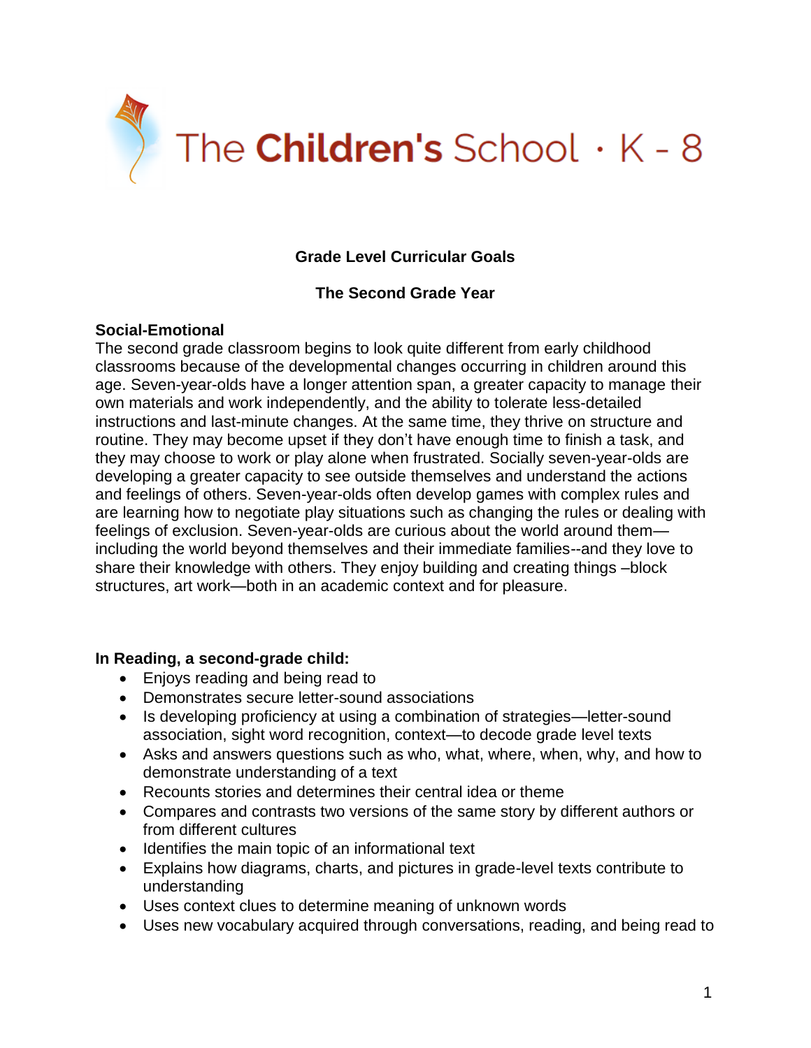The Children's School · K - 8

**Grade Level Curricular Goals**

**The Second Grade Year**

**Social-Emotional**

The second grade classroom begins to look quite different from early childhood classrooms because of the developmental changes occurring in children around this age. Seven-year-olds have a longer attention span, a greater capacity to manage their own materials and work independently, and the ability to tolerate less-detailed instructions and last-minute changes. At the same time, they thrive on structure and routine. They may become upset if they don't have enough time to finish a task, and they may choose to work or play alone when frustrated. Socially seven-year-olds are developing a greater capacity to see outside themselves and understand the actions and feelings of others. Seven-year-olds often develop games with complex rules and are learning how to negotiate play situations such as changing the rules or dealing with feelings of exclusion. Seven-year-olds are curious about the world around them—including the world beyond themselves and their immediate families--and they love to share their knowledge with others. They enjoy building and creating things –block structures, art work—both in an academic context and for pleasure.

**In Reading, a second-grade child:**

- Enjoys reading and being read to
- Demonstrates secure letter-sound associations
- Is developing proficiency at using a combination of strategies—letter-sound association, sight word recognition, context—to decode grade level texts
- Asks and answers questions such as who, what, where, when, why, and how to demonstrate understanding of a text
- Recounts stories and determines their central idea or theme
- Compares and contrasts two versions of the same story by different authors or from different cultures
- Identifies the main topic of an informational text
- Explains how diagrams, charts, and pictures in grade-level texts contribute to understanding
- Uses context clues to determine meaning of unknown words
- Uses new vocabulary acquired through conversations, reading, and being read to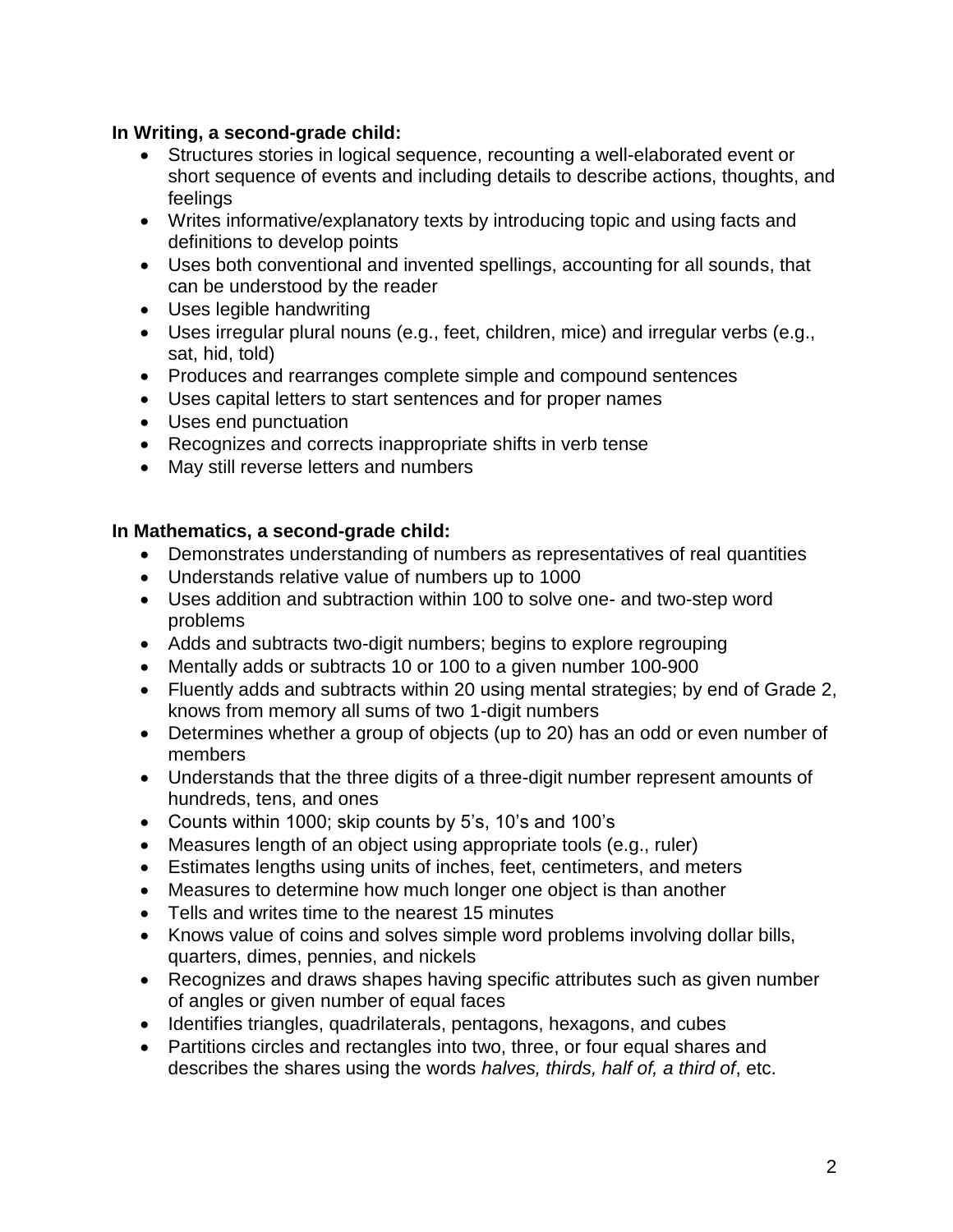**In Writing, a second-grade child:**

- Structures stories in logical sequence, recounting a well-elaborated event or short sequence of events and including details to describe actions, thoughts, and feelings
- Writes informative/explanatory texts by introducing topic and using facts and definitions to develop points
- Uses both conventional and invented spellings, accounting for all sounds, that can be understood by the reader
- Uses legible handwriting
- Uses irregular plural nouns (e.g., feet, children, mice) and irregular verbs (e.g., sat, hid, told)
- Produces and rearranges complete simple and compound sentences
- Uses capital letters to start sentences and for proper names
- Uses end punctuation
- Recognizes and corrects inappropriate shifts in verb tense
- May still reverse letters and numbers

**In Mathematics, a second-grade child:**

- Demonstrates understanding of numbers as representatives of real quantities
- Understands relative value of numbers up to 1000
- Uses addition and subtraction within 100 to solve one- and two-step word problems
- Adds and subtracts two-digit numbers; begins to explore regrouping
- Mentally adds or subtracts 10 or 100 to a given number 100-900
- Fluently adds and subtracts within 20 using mental strategies; by end of Grade 2, knows from memory all sums of two 1-digit numbers
- Determines whether a group of objects (up to 20) has an odd or even number of members
- Understands that the three digits of a three-digit number represent amounts of hundreds, tens, and ones
- Counts within 1000; skip counts by 5's, 10's and 100's
- Measures length of an object using appropriate tools (e.g., ruler)
- Estimates lengths using units of inches, feet, centimeters, and meters
- Measures to determine how much longer one object is than another
- Tells and writes time to the nearest 15 minutes
- Knows value of coins and solves simple word problems involving dollar bills, quarters, dimes, pennies, and nickels
- Recognizes and draws shapes having specific attributes such as given number of angles or given number of equal faces
- Identifies triangles, quadrilaterals, pentagons, hexagons, and cubes
- Partitions circles and rectangles into two, three, or four equal shares and describes the shares using the words *halves, thirds, half of, a third of*, etc.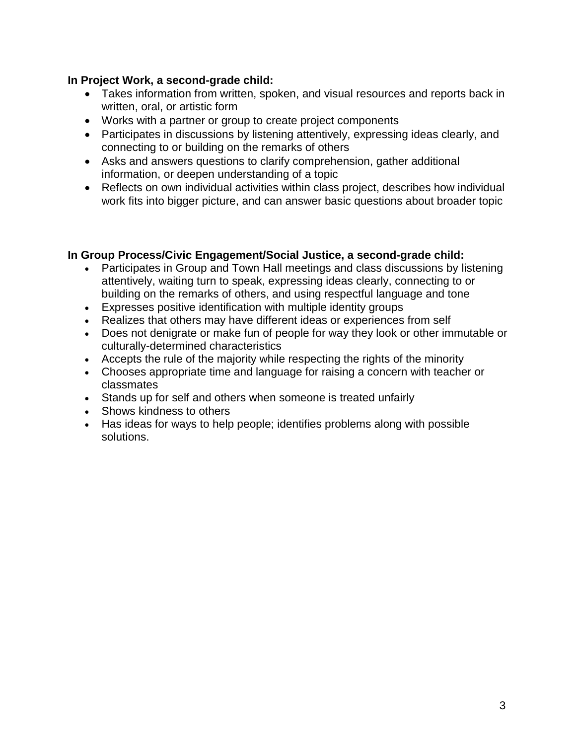**In Project Work, a second-grade child:**

- Takes information from written, spoken, and visual resources and reports back in written, oral, or artistic form
- Works with a partner or group to create project components
- Participates in discussions by listening attentively, expressing ideas clearly, and connecting to or building on the remarks of others
- Asks and answers questions to clarify comprehension, gather additional information, or deepen understanding of a topic
- Reflects on own individual activities within class project, describes how individual work fits into bigger picture, and can answer basic questions about broader topic

**In Group Process/Civic Engagement/Social Justice, a second-grade child:**

- Participates in Group and Town Hall meetings and class discussions by listening attentively, waiting turn to speak, expressing ideas clearly, connecting to or building on the remarks of others, and using respectful language and tone
- Expresses positive identification with multiple identity groups
- Realizes that others may have different ideas or experiences from self
- Does not denigrate or make fun of people for way they look or other immutable or culturally-determined characteristics
- Accepts the rule of the majority while respecting the rights of the minority
- Chooses appropriate time and language for raising a concern with teacher or classmates
- Stands up for self and others when someone is treated unfairly
- Shows kindness to others
- Has ideas for ways to help people; identifies problems along with possible solutions.